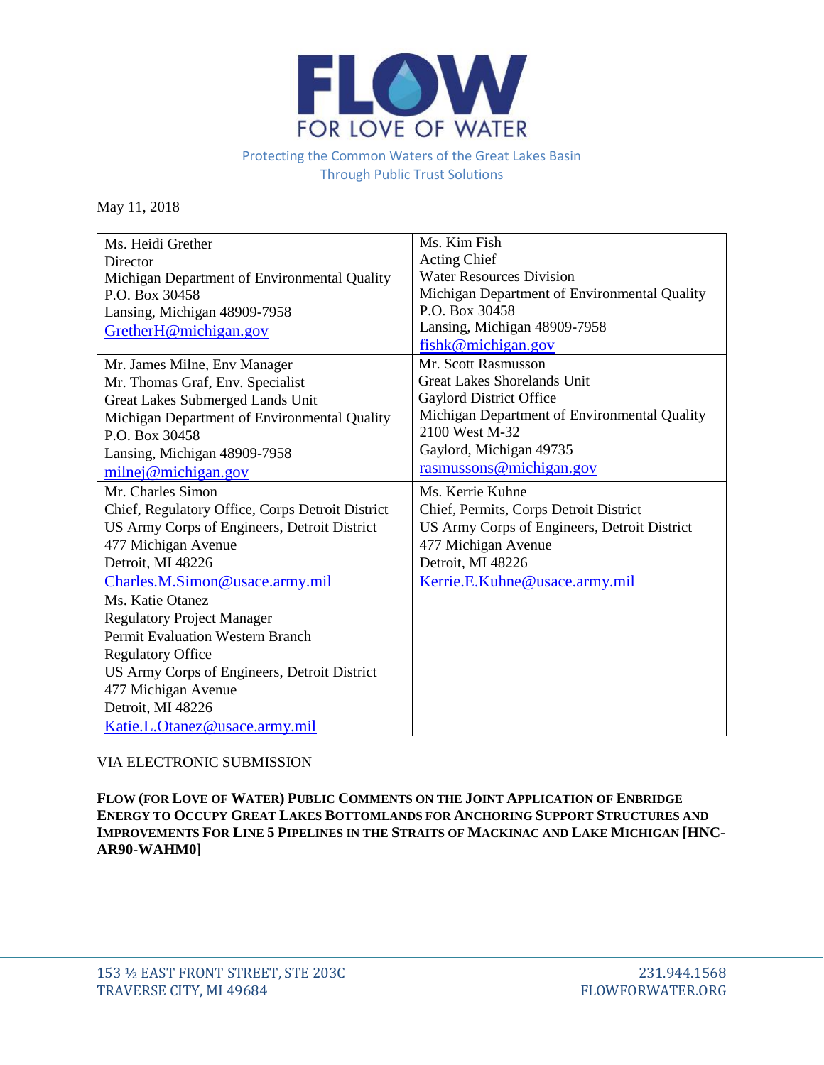# FLOW

FOR LOVE OF WATER

Protecting the Common Waters of the Great Lakes Basin
Through Public Trust Solutions

May 11, 2018

| | |
|---|---|
| Ms. Heidi Grether<br>Director<br>Michigan Department of Environmental Quality<br>P.O. Box 30458<br>Lansing, Michigan 48909-7958<br>GretherH@michigan.gov | Ms. Kim Fish<br>Acting Chief<br>Water Resources Division<br>Michigan Department of Environmental Quality<br>P.O. Box 30458<br>Lansing, Michigan 48909-7958<br>fishk@michigan.gov |
| Mr. James Milne, Env Manager<br>Mr. Thomas Graf, Env. Specialist<br>Great Lakes Submerged Lands Unit<br>Michigan Department of Environmental Quality<br>P.O. Box 30458<br>Lansing, Michigan 48909-7958<br>milnej@michigan.gov | Mr. Scott Rasmusson<br>Great Lakes Shorelands Unit<br>Gaylord District Office<br>Michigan Department of Environmental Quality<br>2100 West M-32<br>Gaylord, Michigan 49735<br>rasmussons@michigan.gov |
| Mr. Charles Simon<br>Chief, Regulatory Office, Corps Detroit District<br>US Army Corps of Engineers, Detroit District<br>477 Michigan Avenue<br>Detroit, MI 48226<br>Charles.M.Simon@usace.army.mil | Ms. Kerrie Kuhne<br>Chief, Permits, Corps Detroit District<br>US Army Corps of Engineers, Detroit District<br>477 Michigan Avenue<br>Detroit, MI 48226<br>Kerrie.E.Kuhne@usace.army.mil |
| Ms. Katie Otanez<br>Regulatory Project Manager<br>Permit Evaluation Western Branch<br>Regulatory Office<br>US Army Corps of Engineers, Detroit District<br>477 Michigan Avenue<br>Detroit, MI 48226<br>Katie.L.Otanez@usace.army.mil | |

VIA ELECTRONIC SUBMISSION

**FLOW (FOR LOVE OF WATER) PUBLIC COMMENTS ON THE JOINT APPLICATION OF ENBRIDGE ENERGY TO OCCUPY GREAT LAKES BOTTOMLANDS FOR ANCHORING SUPPORT STRUCTURES AND IMPROVEMENTS FOR LINE 5 PIPELINES IN THE STRAITS OF MACKINAC AND LAKE MICHIGAN [HNC-AR90-WAHM0]**

153 ½ EAST FRONT STREET, STE 203C
TRAVERSE CITY, MI 49684

231.944.1568
FLOWFORWATER.ORG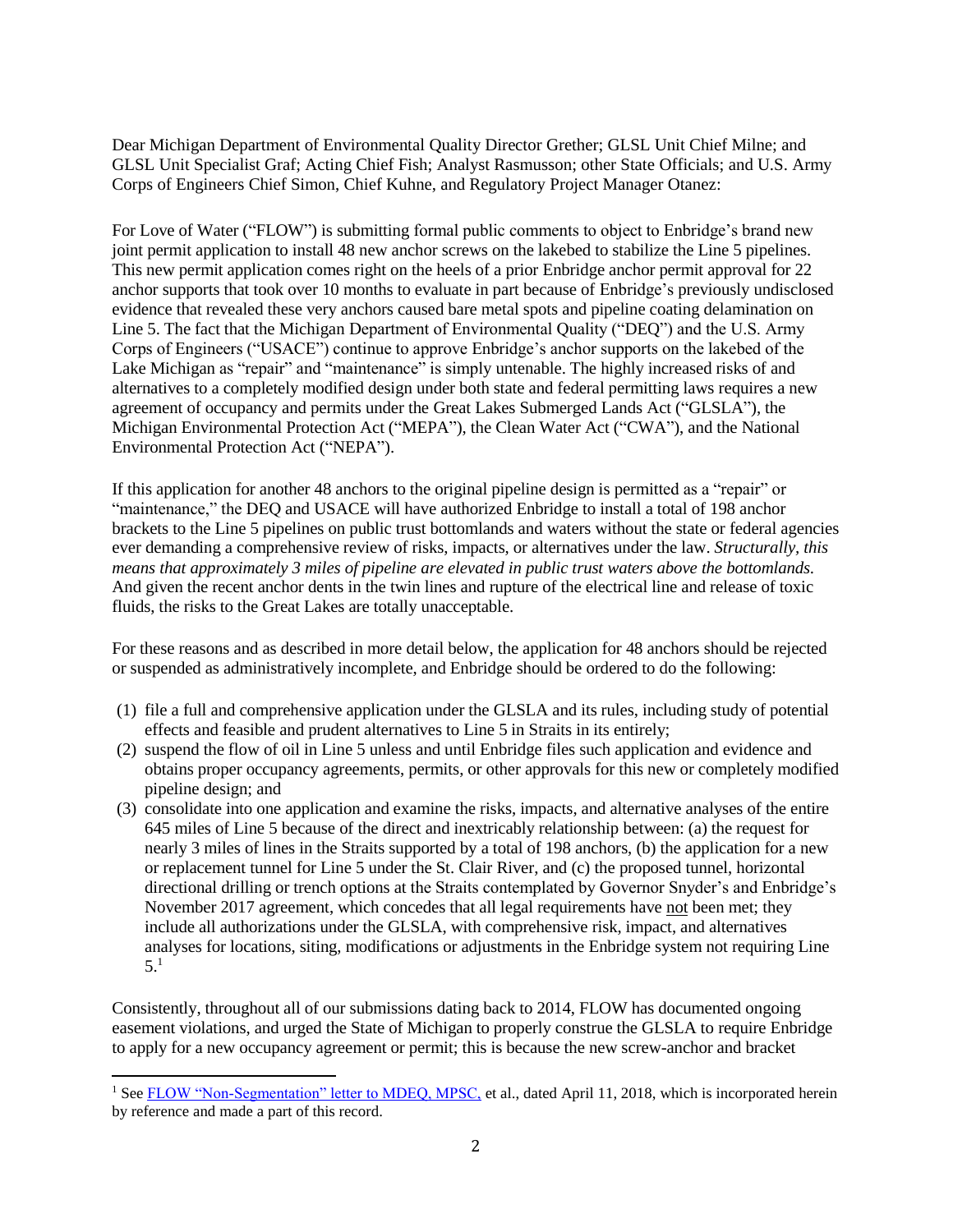Dear Michigan Department of Environmental Quality Director Grether; GLSL Unit Chief Milne; and GLSL Unit Specialist Graf; Acting Chief Fish; Analyst Rasmusson; other State Officials; and U.S. Army Corps of Engineers Chief Simon, Chief Kuhne, and Regulatory Project Manager Otanez:

For Love of Water ("FLOW") is submitting formal public comments to object to Enbridge's brand new joint permit application to install 48 new anchor screws on the lakebed to stabilize the Line 5 pipelines. This new permit application comes right on the heels of a prior Enbridge anchor permit approval for 22 anchor supports that took over 10 months to evaluate in part because of Enbridge's previously undisclosed evidence that revealed these very anchors caused bare metal spots and pipeline coating delamination on Line 5. The fact that the Michigan Department of Environmental Quality ("DEQ") and the U.S. Army Corps of Engineers ("USACE") continue to approve Enbridge's anchor supports on the lakebed of the Lake Michigan as "repair" and "maintenance" is simply untenable. The highly increased risks of and alternatives to a completely modified design under both state and federal permitting laws requires a new agreement of occupancy and permits under the Great Lakes Submerged Lands Act ("GLSLA"), the Michigan Environmental Protection Act ("MEPA"), the Clean Water Act ("CWA"), and the National Environmental Protection Act ("NEPA").

If this application for another 48 anchors to the original pipeline design is permitted as a "repair" or "maintenance," the DEQ and USACE will have authorized Enbridge to install a total of 198 anchor brackets to the Line 5 pipelines on public trust bottomlands and waters without the state or federal agencies ever demanding a comprehensive review of risks, impacts, or alternatives under the law. *Structurally, this means that approximately 3 miles of pipeline are elevated in public trust waters above the bottomlands.* And given the recent anchor dents in the twin lines and rupture of the electrical line and release of toxic fluids, the risks to the Great Lakes are totally unacceptable.

For these reasons and as described in more detail below, the application for 48 anchors should be rejected or suspended as administratively incomplete, and Enbridge should be ordered to do the following:

(1) file a full and comprehensive application under the GLSLA and its rules, including study of potential effects and feasible and prudent alternatives to Line 5 in Straits in its entirely;
(2) suspend the flow of oil in Line 5 unless and until Enbridge files such application and evidence and obtains proper occupancy agreements, permits, or other approvals for this new or completely modified pipeline design; and
(3) consolidate into one application and examine the risks, impacts, and alternative analyses of the entire 645 miles of Line 5 because of the direct and inextricably relationship between: (a) the request for nearly 3 miles of lines in the Straits supported by a total of 198 anchors, (b) the application for a new or replacement tunnel for Line 5 under the St. Clair River, and (c) the proposed tunnel, horizontal directional drilling or trench options at the Straits contemplated by Governor Snyder's and Enbridge's November 2017 agreement, which concedes that all legal requirements have <u>not</u> been met; they include all authorizations under the GLSLA, with comprehensive risk, impact, and alternatives analyses for locations, siting, modifications or adjustments in the Enbridge system not requiring Line 5.[1]

Consistently, throughout all of our submissions dating back to 2014, FLOW has documented ongoing easement violations, and urged the State of Michigan to properly construe the GLSLA to require Enbridge to apply for a new occupancy agreement or permit; this is because the new screw-anchor and bracket

---

[1] See FLOW "Non-Segmentation" letter to MDEQ, MPSC, et al., dated April 11, 2018, which is incorporated herein by reference and made a part of this record.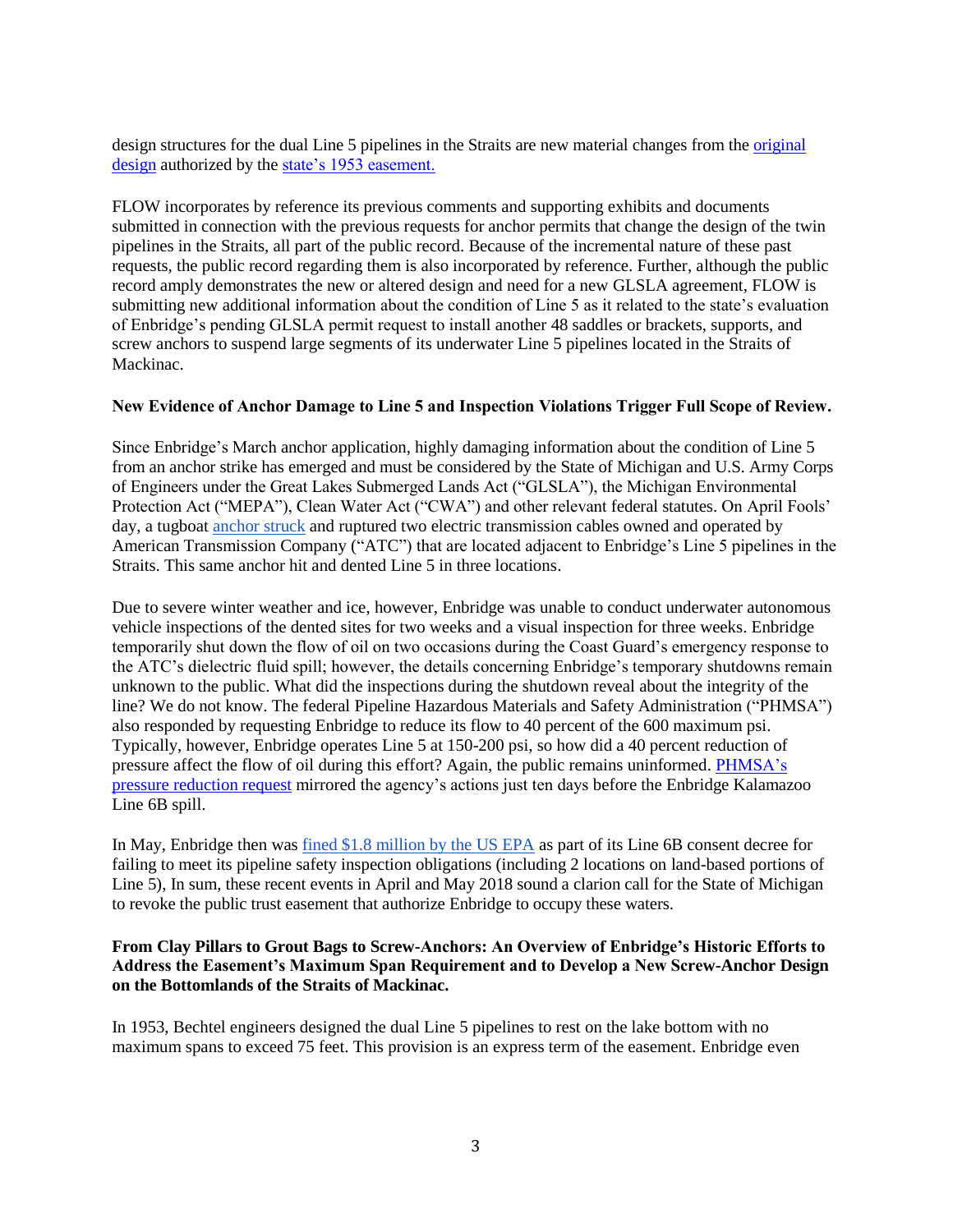design structures for the dual Line 5 pipelines in the Straits are new material changes from the original design authorized by the state's 1953 easement.

FLOW incorporates by reference its previous comments and supporting exhibits and documents submitted in connection with the previous requests for anchor permits that change the design of the twin pipelines in the Straits, all part of the public record. Because of the incremental nature of these past requests, the public record regarding them is also incorporated by reference. Further, although the public record amply demonstrates the new or altered design and need for a new GLSLA agreement, FLOW is submitting new additional information about the condition of Line 5 as it related to the state's evaluation of Enbridge's pending GLSLA permit request to install another 48 saddles or brackets, supports, and screw anchors to suspend large segments of its underwater Line 5 pipelines located in the Straits of Mackinac.

**New Evidence of Anchor Damage to Line 5 and Inspection Violations Trigger Full Scope of Review.**

Since Enbridge's March anchor application, highly damaging information about the condition of Line 5 from an anchor strike has emerged and must be considered by the State of Michigan and U.S. Army Corps of Engineers under the Great Lakes Submerged Lands Act ("GLSLA"), the Michigan Environmental Protection Act ("MEPA"), Clean Water Act ("CWA") and other relevant federal statutes. On April Fools' day, a tugboat anchor struck and ruptured two electric transmission cables owned and operated by American Transmission Company ("ATC") that are located adjacent to Enbridge's Line 5 pipelines in the Straits. This same anchor hit and dented Line 5 in three locations.

Due to severe winter weather and ice, however, Enbridge was unable to conduct underwater autonomous vehicle inspections of the dented sites for two weeks and a visual inspection for three weeks. Enbridge temporarily shut down the flow of oil on two occasions during the Coast Guard's emergency response to the ATC's dielectric fluid spill; however, the details concerning Enbridge's temporary shutdowns remain unknown to the public. What did the inspections during the shutdown reveal about the integrity of the line? We do not know. The federal Pipeline Hazardous Materials and Safety Administration ("PHMSA") also responded by requesting Enbridge to reduce its flow to 40 percent of the 600 maximum psi. Typically, however, Enbridge operates Line 5 at 150-200 psi, so how did a 40 percent reduction of pressure affect the flow of oil during this effort? Again, the public remains uninformed. PHMSA's pressure reduction request mirrored the agency's actions just ten days before the Enbridge Kalamazoo Line 6B spill.

In May, Enbridge then was fined $1.8 million by the US EPA as part of its Line 6B consent decree for failing to meet its pipeline safety inspection obligations (including 2 locations on land-based portions of Line 5), In sum, these recent events in April and May 2018 sound a clarion call for the State of Michigan to revoke the public trust easement that authorize Enbridge to occupy these waters.

**From Clay Pillars to Grout Bags to Screw-Anchors: An Overview of Enbridge's Historic Efforts to Address the Easement's Maximum Span Requirement and to Develop a New Screw-Anchor Design on the Bottomlands of the Straits of Mackinac.**

In 1953, Bechtel engineers designed the dual Line 5 pipelines to rest on the lake bottom with no maximum spans to exceed 75 feet. This provision is an express term of the easement. Enbridge even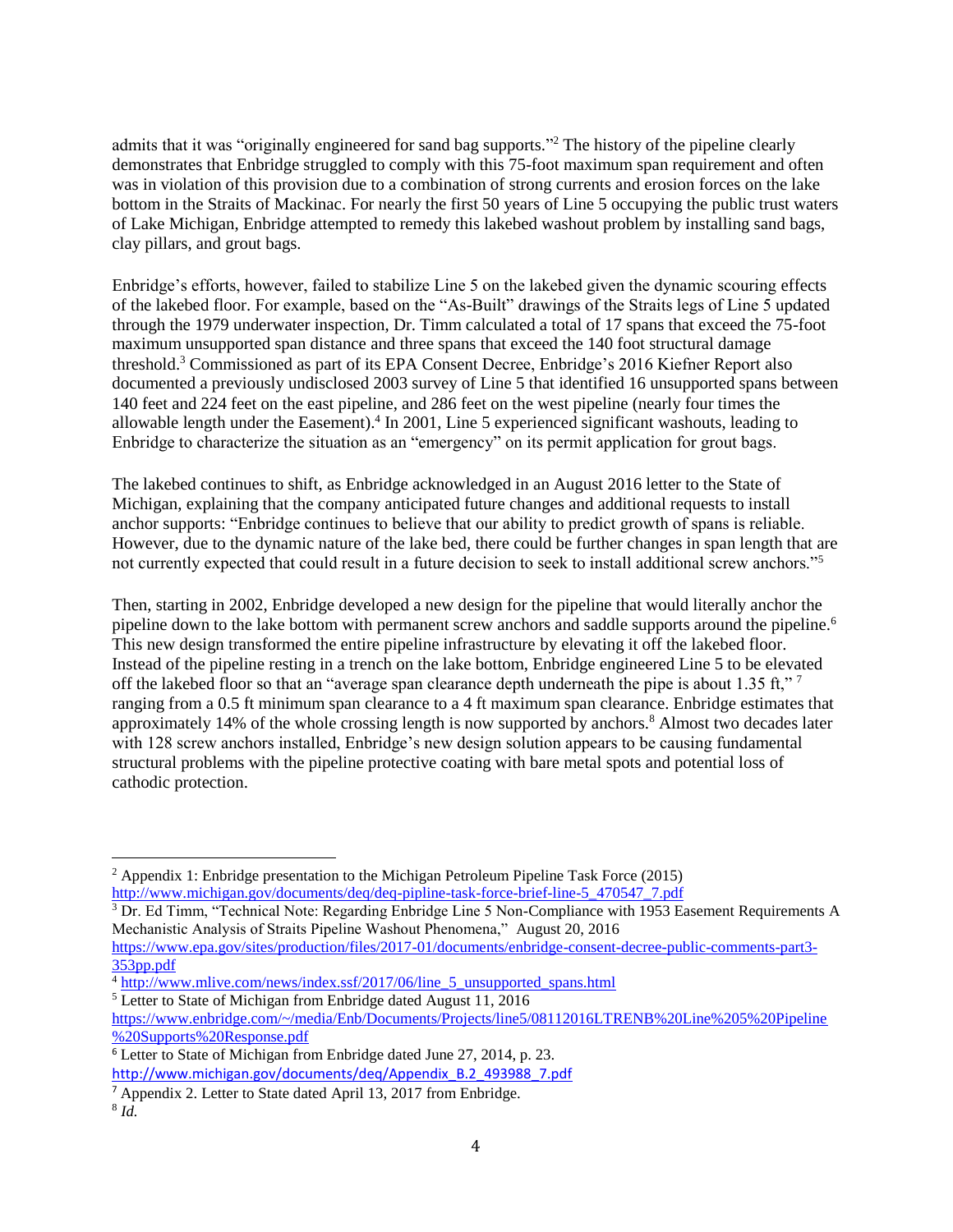admits that it was "originally engineered for sand bag supports."[2] The history of the pipeline clearly demonstrates that Enbridge struggled to comply with this 75-foot maximum span requirement and often was in violation of this provision due to a combination of strong currents and erosion forces on the lake bottom in the Straits of Mackinac. For nearly the first 50 years of Line 5 occupying the public trust waters of Lake Michigan, Enbridge attempted to remedy this lakebed washout problem by installing sand bags, clay pillars, and grout bags.

Enbridge's efforts, however, failed to stabilize Line 5 on the lakebed given the dynamic scouring effects of the lakebed floor. For example, based on the "As-Built" drawings of the Straits legs of Line 5 updated through the 1979 underwater inspection, Dr. Timm calculated a total of 17 spans that exceed the 75-foot maximum unsupported span distance and three spans that exceed the 140 foot structural damage threshold.[3] Commissioned as part of its EPA Consent Decree, Enbridge's 2016 Kiefner Report also documented a previously undisclosed 2003 survey of Line 5 that identified 16 unsupported spans between 140 feet and 224 feet on the east pipeline, and 286 feet on the west pipeline (nearly four times the allowable length under the Easement).[4] In 2001, Line 5 experienced significant washouts, leading to Enbridge to characterize the situation as an "emergency" on its permit application for grout bags.

The lakebed continues to shift, as Enbridge acknowledged in an August 2016 letter to the State of Michigan, explaining that the company anticipated future changes and additional requests to install anchor supports: "Enbridge continues to believe that our ability to predict growth of spans is reliable. However, due to the dynamic nature of the lake bed, there could be further changes in span length that are not currently expected that could result in a future decision to seek to install additional screw anchors."[5]

Then, starting in 2002, Enbridge developed a new design for the pipeline that would literally anchor the pipeline down to the lake bottom with permanent screw anchors and saddle supports around the pipeline.[6] This new design transformed the entire pipeline infrastructure by elevating it off the lakebed floor. Instead of the pipeline resting in a trench on the lake bottom, Enbridge engineered Line 5 to be elevated off the lakebed floor so that an "average span clearance depth underneath the pipe is about 1.35 ft,"[7] ranging from a 0.5 ft minimum span clearance to a 4 ft maximum span clearance. Enbridge estimates that approximately 14% of the whole crossing length is now supported by anchors.[8] Almost two decades later with 128 screw anchors installed, Enbridge's new design solution appears to be causing fundamental structural problems with the pipeline protective coating with bare metal spots and potential loss of cathodic protection.

---

[2] Appendix 1: Enbridge presentation to the Michigan Petroleum Pipeline Task Force (2015) http://www.michigan.gov/documents/deq/deq-pipline-task-force-brief-line-5_470547_7.pdf

[3] Dr. Ed Timm, "Technical Note: Regarding Enbridge Line 5 Non-Compliance with 1953 Easement Requirements A Mechanistic Analysis of Straits Pipeline Washout Phenomena," August 20, 2016 https://www.epa.gov/sites/production/files/2017-01/documents/enbridge-consent-decree-public-comments-part3-353pp.pdf

[4] http://www.mlive.com/news/index.ssf/2017/06/line_5_unsupported_spans.html

[5] Letter to State of Michigan from Enbridge dated August 11, 2016 https://www.enbridge.com/~/media/Enb/Documents/Projects/line5/08112016LTRENB%20Line%205%20Pipeline%20Supports%20Response.pdf

[6] Letter to State of Michigan from Enbridge dated June 27, 2014, p. 23. http://www.michigan.gov/documents/deq/Appendix_B.2_493988_7.pdf

[7] Appendix 2. Letter to State dated April 13, 2017 from Enbridge.

[8] *Id.*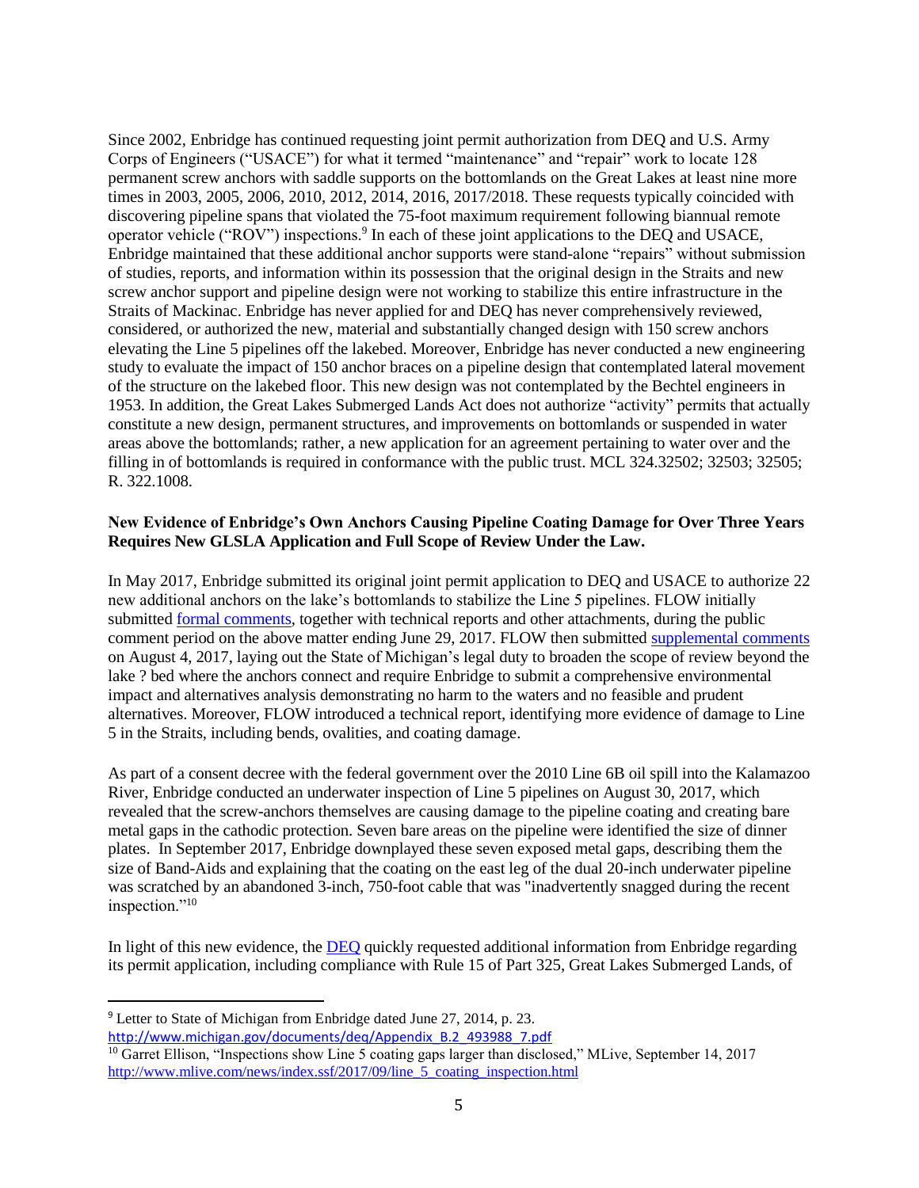Since 2002, Enbridge has continued requesting joint permit authorization from DEQ and U.S. Army Corps of Engineers ("USACE") for what it termed "maintenance" and "repair" work to locate 128 permanent screw anchors with saddle supports on the bottomlands on the Great Lakes at least nine more times in 2003, 2005, 2006, 2010, 2012, 2014, 2016, 2017/2018. These requests typically coincided with discovering pipeline spans that violated the 75-foot maximum requirement following biannual remote operator vehicle ("ROV") inspections.[9] In each of these joint applications to the DEQ and USACE, Enbridge maintained that these additional anchor supports were stand-alone "repairs" without submission of studies, reports, and information within its possession that the original design in the Straits and new screw anchor support and pipeline design were not working to stabilize this entire infrastructure in the Straits of Mackinac. Enbridge has never applied for and DEQ has never comprehensively reviewed, considered, or authorized the new, material and substantially changed design with 150 screw anchors elevating the Line 5 pipelines off the lakebed. Moreover, Enbridge has never conducted a new engineering study to evaluate the impact of 150 anchor braces on a pipeline design that contemplated lateral movement of the structure on the lakebed floor. This new design was not contemplated by the Bechtel engineers in 1953. In addition, the Great Lakes Submerged Lands Act does not authorize "activity" permits that actually constitute a new design, permanent structures, and improvements on bottomlands or suspended in water areas above the bottomlands; rather, a new application for an agreement pertaining to water over and the filling in of bottomlands is required in conformance with the public trust. MCL 324.32502; 32503; 32505; R. 322.1008.

**New Evidence of Enbridge's Own Anchors Causing Pipeline Coating Damage for Over Three Years Requires New GLSLA Application and Full Scope of Review Under the Law.**

In May 2017, Enbridge submitted its original joint permit application to DEQ and USACE to authorize 22 new additional anchors on the lake's bottomlands to stabilize the Line 5 pipelines. FLOW initially submitted formal comments, together with technical reports and other attachments, during the public comment period on the above matter ending June 29, 2017. FLOW then submitted supplemental comments on August 4, 2017, laying out the State of Michigan's legal duty to broaden the scope of review beyond the lake ? bed where the anchors connect and require Enbridge to submit a comprehensive environmental impact and alternatives analysis demonstrating no harm to the waters and no feasible and prudent alternatives. Moreover, FLOW introduced a technical report, identifying more evidence of damage to Line 5 in the Straits, including bends, ovalities, and coating damage.

As part of a consent decree with the federal government over the 2010 Line 6B oil spill into the Kalamazoo River, Enbridge conducted an underwater inspection of Line 5 pipelines on August 30, 2017, which revealed that the screw-anchors themselves are causing damage to the pipeline coating and creating bare metal gaps in the cathodic protection. Seven bare areas on the pipeline were identified the size of dinner plates. In September 2017, Enbridge downplayed these seven exposed metal gaps, describing them the size of Band-Aids and explaining that the coating on the east leg of the dual 20-inch underwater pipeline was scratched by an abandoned 3-inch, 750-foot cable that was "inadvertently snagged during the recent inspection."[10]

In light of this new evidence, the DEQ quickly requested additional information from Enbridge regarding its permit application, including compliance with Rule 15 of Part 325, Great Lakes Submerged Lands, of

---

[9] Letter to State of Michigan from Enbridge dated June 27, 2014, p. 23. http://www.michigan.gov/documents/deq/Appendix_B.2_493988_7.pdf

[10] Garret Ellison, "Inspections show Line 5 coating gaps larger than disclosed," MLive, September 14, 2017 http://www.mlive.com/news/index.ssf/2017/09/line_5_coating_inspection.html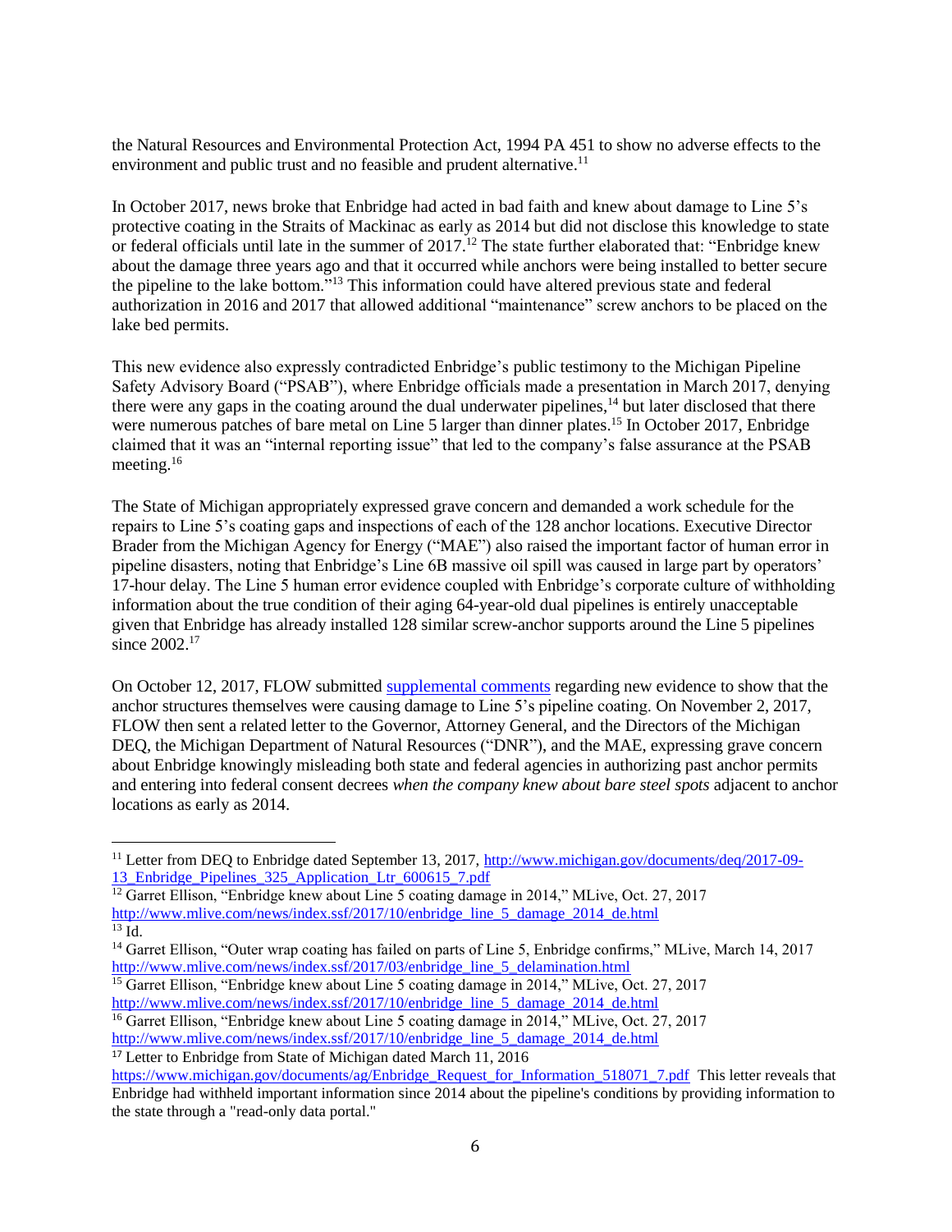the Natural Resources and Environmental Protection Act, 1994 PA 451 to show no adverse effects to the environment and public trust and no feasible and prudent alternative.[11]

In October 2017, news broke that Enbridge had acted in bad faith and knew about damage to Line 5's protective coating in the Straits of Mackinac as early as 2014 but did not disclose this knowledge to state or federal officials until late in the summer of 2017.[12] The state further elaborated that: "Enbridge knew about the damage three years ago and that it occurred while anchors were being installed to better secure the pipeline to the lake bottom."[13] This information could have altered previous state and federal authorization in 2016 and 2017 that allowed additional "maintenance" screw anchors to be placed on the lake bed permits.

This new evidence also expressly contradicted Enbridge's public testimony to the Michigan Pipeline Safety Advisory Board ("PSAB"), where Enbridge officials made a presentation in March 2017, denying there were any gaps in the coating around the dual underwater pipelines,[14] but later disclosed that there were numerous patches of bare metal on Line 5 larger than dinner plates.[15] In October 2017, Enbridge claimed that it was an "internal reporting issue" that led to the company's false assurance at the PSAB meeting.[16]

The State of Michigan appropriately expressed grave concern and demanded a work schedule for the repairs to Line 5's coating gaps and inspections of each of the 128 anchor locations. Executive Director Brader from the Michigan Agency for Energy ("MAE") also raised the important factor of human error in pipeline disasters, noting that Enbridge's Line 6B massive oil spill was caused in large part by operators' 17-hour delay. The Line 5 human error evidence coupled with Enbridge's corporate culture of withholding information about the true condition of their aging 64-year-old dual pipelines is entirely unacceptable given that Enbridge has already installed 128 similar screw-anchor supports around the Line 5 pipelines since 2002.[17]

On October 12, 2017, FLOW submitted [supplemental comments](#) regarding new evidence to show that the anchor structures themselves were causing damage to Line 5's pipeline coating. On November 2, 2017, FLOW then sent a related letter to the Governor, Attorney General, and the Directors of the Michigan DEQ, the Michigan Department of Natural Resources ("DNR"), and the MAE, expressing grave concern about Enbridge knowingly misleading both state and federal agencies in authorizing past anchor permits and entering into federal consent decrees *when the company knew about bare steel spots* adjacent to anchor locations as early as 2014.

---

[11] Letter from DEQ to Enbridge dated September 13, 2017, http://www.michigan.gov/documents/deq/2017-09-13_Enbridge_Pipelines_325_Application_Ltr_600615_7.pdf

[12] Garret Ellison, "Enbridge knew about Line 5 coating damage in 2014," MLive, Oct. 27, 2017 http://www.mlive.com/news/index.ssf/2017/10/enbridge_line_5_damage_2014_de.html

[13] Id.

[14] Garret Ellison, "Outer wrap coating has failed on parts of Line 5, Enbridge confirms," MLive, March 14, 2017 http://www.mlive.com/news/index.ssf/2017/03/enbridge_line_5_delamination.html

[15] Garret Ellison, "Enbridge knew about Line 5 coating damage in 2014," MLive, Oct. 27, 2017 http://www.mlive.com/news/index.ssf/2017/10/enbridge_line_5_damage_2014_de.html

[16] Garret Ellison, "Enbridge knew about Line 5 coating damage in 2014," MLive, Oct. 27, 2017 http://www.mlive.com/news/index.ssf/2017/10/enbridge_line_5_damage_2014_de.html

[17] Letter to Enbridge from State of Michigan dated March 11, 2016 https://www.michigan.gov/documents/ag/Enbridge_Request_for_Information_518071_7.pdf This letter reveals that Enbridge had withheld important information since 2014 about the pipeline's conditions by providing information to the state through a "read-only data portal."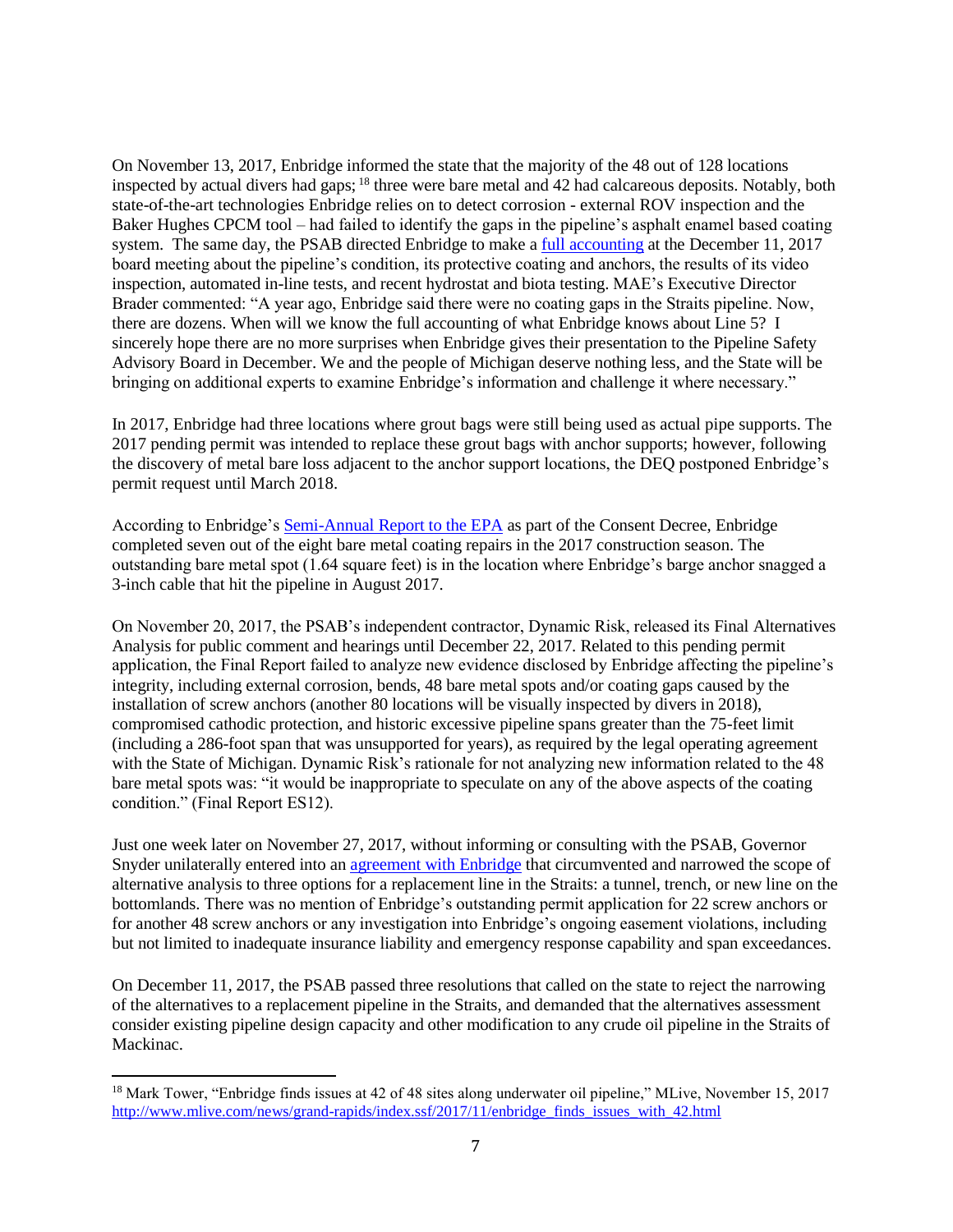On November 13, 2017, Enbridge informed the state that the majority of the 48 out of 128 locations inspected by actual divers had gaps;[18] three were bare metal and 42 had calcareous deposits. Notably, both state-of-the-art technologies Enbridge relies on to detect corrosion - external ROV inspection and the Baker Hughes CPCM tool – had failed to identify the gaps in the pipeline's asphalt enamel based coating system. The same day, the PSAB directed Enbridge to make a full accounting at the December 11, 2017 board meeting about the pipeline's condition, its protective coating and anchors, the results of its video inspection, automated in-line tests, and recent hydrostat and biota testing. MAE's Executive Director Brader commented: "A year ago, Enbridge said there were no coating gaps in the Straits pipeline. Now, there are dozens. When will we know the full accounting of what Enbridge knows about Line 5? I sincerely hope there are no more surprises when Enbridge gives their presentation to the Pipeline Safety Advisory Board in December. We and the people of Michigan deserve nothing less, and the State will be bringing on additional experts to examine Enbridge's information and challenge it where necessary."

In 2017, Enbridge had three locations where grout bags were still being used as actual pipe supports. The 2017 pending permit was intended to replace these grout bags with anchor supports; however, following the discovery of metal bare loss adjacent to the anchor support locations, the DEQ postponed Enbridge's permit request until March 2018.

According to Enbridge's Semi-Annual Report to the EPA as part of the Consent Decree, Enbridge completed seven out of the eight bare metal coating repairs in the 2017 construction season. The outstanding bare metal spot (1.64 square feet) is in the location where Enbridge's barge anchor snagged a 3-inch cable that hit the pipeline in August 2017.

On November 20, 2017, the PSAB's independent contractor, Dynamic Risk, released its Final Alternatives Analysis for public comment and hearings until December 22, 2017. Related to this pending permit application, the Final Report failed to analyze new evidence disclosed by Enbridge affecting the pipeline's integrity, including external corrosion, bends, 48 bare metal spots and/or coating gaps caused by the installation of screw anchors (another 80 locations will be visually inspected by divers in 2018), compromised cathodic protection, and historic excessive pipeline spans greater than the 75-feet limit (including a 286-foot span that was unsupported for years), as required by the legal operating agreement with the State of Michigan. Dynamic Risk's rationale for not analyzing new information related to the 48 bare metal spots was: "it would be inappropriate to speculate on any of the above aspects of the coating condition." (Final Report ES12).

Just one week later on November 27, 2017, without informing or consulting with the PSAB, Governor Snyder unilaterally entered into an agreement with Enbridge that circumvented and narrowed the scope of alternative analysis to three options for a replacement line in the Straits: a tunnel, trench, or new line on the bottomlands. There was no mention of Enbridge's outstanding permit application for 22 screw anchors or for another 48 screw anchors or any investigation into Enbridge's ongoing easement violations, including but not limited to inadequate insurance liability and emergency response capability and span exceedances.

On December 11, 2017, the PSAB passed three resolutions that called on the state to reject the narrowing of the alternatives to a replacement pipeline in the Straits, and demanded that the alternatives assessment consider existing pipeline design capacity and other modification to any crude oil pipeline in the Straits of Mackinac.

[18] Mark Tower, "Enbridge finds issues at 42 of 48 sites along underwater oil pipeline," MLive, November 15, 2017 http://www.mlive.com/news/grand-rapids/index.ssf/2017/11/enbridge_finds_issues_with_42.html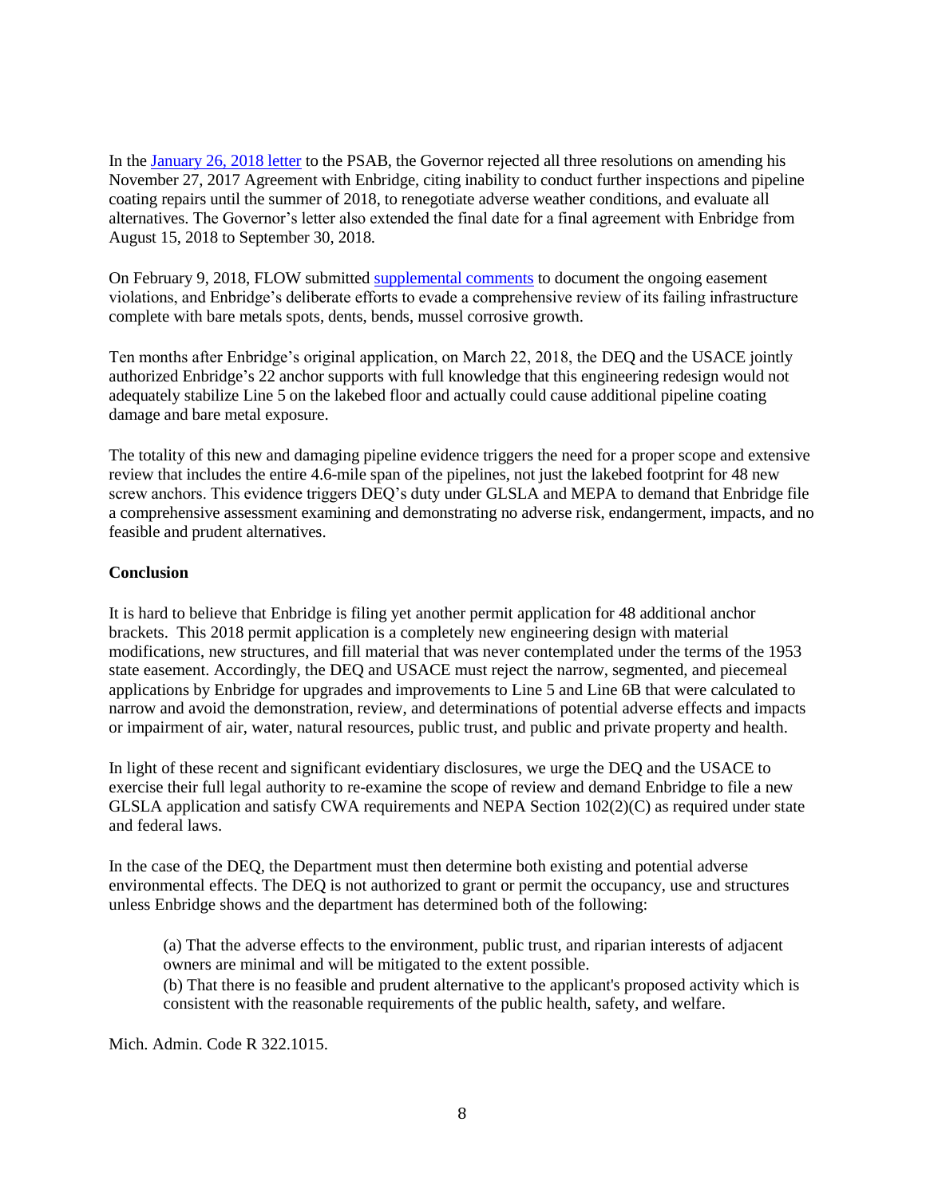In the January 26, 2018 letter to the PSAB, the Governor rejected all three resolutions on amending his November 27, 2017 Agreement with Enbridge, citing inability to conduct further inspections and pipeline coating repairs until the summer of 2018, to renegotiate adverse weather conditions, and evaluate all alternatives. The Governor's letter also extended the final date for a final agreement with Enbridge from August 15, 2018 to September 30, 2018.

On February 9, 2018, FLOW submitted supplemental comments to document the ongoing easement violations, and Enbridge's deliberate efforts to evade a comprehensive review of its failing infrastructure complete with bare metals spots, dents, bends, mussel corrosive growth.

Ten months after Enbridge's original application, on March 22, 2018, the DEQ and the USACE jointly authorized Enbridge's 22 anchor supports with full knowledge that this engineering redesign would not adequately stabilize Line 5 on the lakebed floor and actually could cause additional pipeline coating damage and bare metal exposure.

The totality of this new and damaging pipeline evidence triggers the need for a proper scope and extensive review that includes the entire 4.6-mile span of the pipelines, not just the lakebed footprint for 48 new screw anchors. This evidence triggers DEQ's duty under GLSLA and MEPA to demand that Enbridge file a comprehensive assessment examining and demonstrating no adverse risk, endangerment, impacts, and no feasible and prudent alternatives.

**Conclusion**

It is hard to believe that Enbridge is filing yet another permit application for 48 additional anchor brackets. This 2018 permit application is a completely new engineering design with material modifications, new structures, and fill material that was never contemplated under the terms of the 1953 state easement. Accordingly, the DEQ and USACE must reject the narrow, segmented, and piecemeal applications by Enbridge for upgrades and improvements to Line 5 and Line 6B that were calculated to narrow and avoid the demonstration, review, and determinations of potential adverse effects and impacts or impairment of air, water, natural resources, public trust, and public and private property and health.

In light of these recent and significant evidentiary disclosures, we urge the DEQ and the USACE to exercise their full legal authority to re-examine the scope of review and demand Enbridge to file a new GLSLA application and satisfy CWA requirements and NEPA Section 102(2)(C) as required under state and federal laws.

In the case of the DEQ, the Department must then determine both existing and potential adverse environmental effects. The DEQ is not authorized to grant or permit the occupancy, use and structures unless Enbridge shows and the department has determined both of the following:

> (a) That the adverse effects to the environment, public trust, and riparian interests of adjacent owners are minimal and will be mitigated to the extent possible.
> (b) That there is no feasible and prudent alternative to the applicant's proposed activity which is consistent with the reasonable requirements of the public health, safety, and welfare.

Mich. Admin. Code R 322.1015.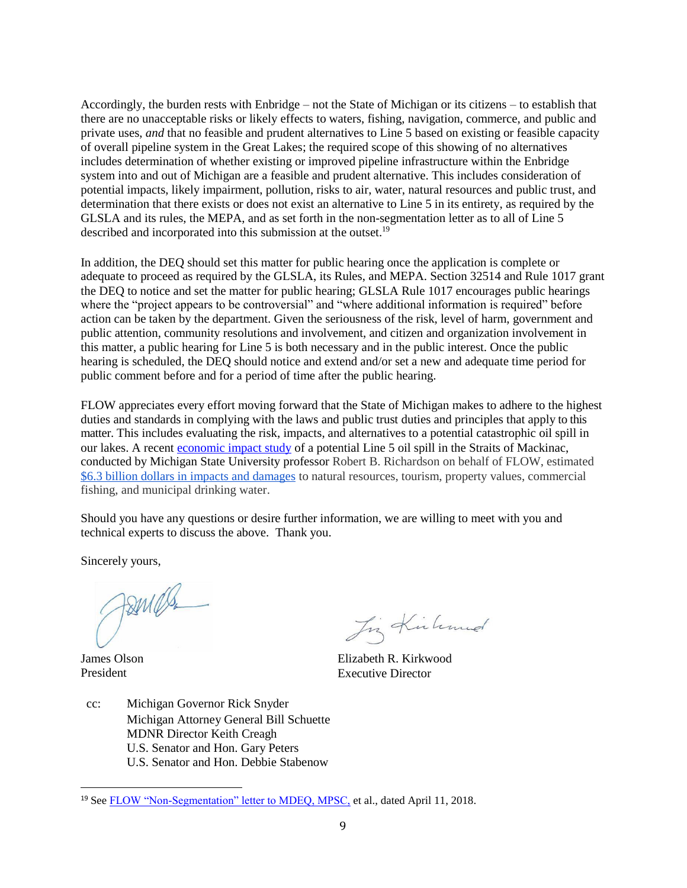Accordingly, the burden rests with Enbridge – not the State of Michigan or its citizens – to establish that there are no unacceptable risks or likely effects to waters, fishing, navigation, commerce, and public and private uses, *and* that no feasible and prudent alternatives to Line 5 based on existing or feasible capacity of overall pipeline system in the Great Lakes; the required scope of this showing of no alternatives includes determination of whether existing or improved pipeline infrastructure within the Enbridge system into and out of Michigan are a feasible and prudent alternative. This includes consideration of potential impacts, likely impairment, pollution, risks to air, water, natural resources and public trust, and determination that there exists or does not exist an alternative to Line 5 in its entirety, as required by the GLSLA and its rules, the MEPA, and as set forth in the non-segmentation letter as to all of Line 5 described and incorporated into this submission at the outset.[19]

In addition, the DEQ should set this matter for public hearing once the application is complete or adequate to proceed as required by the GLSLA, its Rules, and MEPA. Section 32514 and Rule 1017 grant the DEQ to notice and set the matter for public hearing; GLSLA Rule 1017 encourages public hearings where the "project appears to be controversial" and "where additional information is required" before action can be taken by the department. Given the seriousness of the risk, level of harm, government and public attention, community resolutions and involvement, and citizen and organization involvement in this matter, a public hearing for Line 5 is both necessary and in the public interest. Once the public hearing is scheduled, the DEQ should notice and extend and/or set a new and adequate time period for public comment before and for a period of time after the public hearing.

FLOW appreciates every effort moving forward that the State of Michigan makes to adhere to the highest duties and standards in complying with the laws and public trust duties and principles that apply to this matter. This includes evaluating the risk, impacts, and alternatives to a potential catastrophic oil spill in our lakes. A recent economic impact study of a potential Line 5 oil spill in the Straits of Mackinac, conducted by Michigan State University professor Robert B. Richardson on behalf of FLOW, estimated $6.3 billion dollars in impacts and damages to natural resources, tourism, property values, commercial fishing, and municipal drinking water.

Should you have any questions or desire further information, we are willing to meet with you and technical experts to discuss the above. Thank you.

Sincerely yours,

James Olson
President

Elizabeth R. Kirkwood
Executive Director

cc: Michigan Governor Rick Snyder
Michigan Attorney General Bill Schuette
MDNR Director Keith Creagh
U.S. Senator and Hon. Gary Peters
U.S. Senator and Hon. Debbie Stabenow

---

[19] See FLOW "Non-Segmentation" letter to MDEQ, MPSC, et al., dated April 11, 2018.